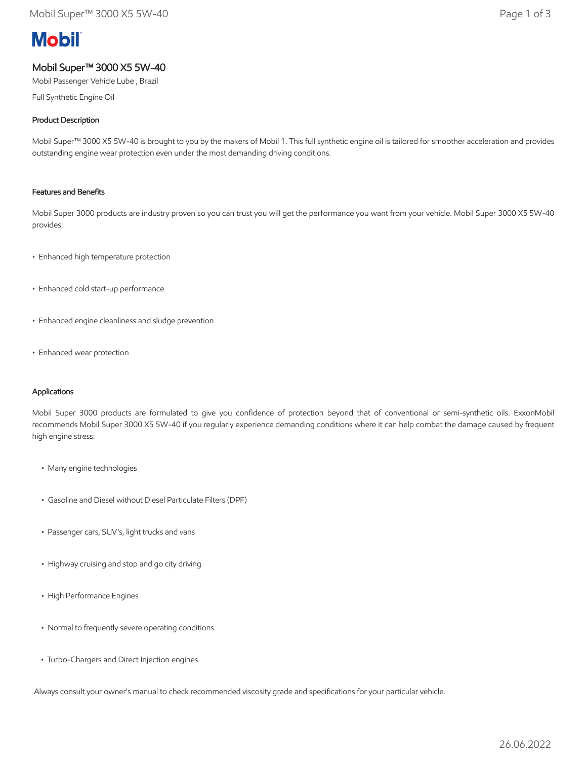# Mobil Super™ 3000 X5 5W-40

Mobil Passenger Vehicle Lube , Brazil

Full Synthetic Engine Oil

### Product Description

Mobil Super™ 3000 X5 5W-40 is brought to you by the makers of Mobil 1. This full synthetic engine oil is tailored for smoother acceleration and provides outstanding engine wear protection even under the most demanding driving conditions.

### Features and Benefits

Mobil Super 3000 products are industry proven so you can trust you will get the performance you want from your vehicle. Mobil Super 3000 X5 5W-40 provides:

- Enhanced high temperature protection
- Enhanced cold start-up performance
- Enhanced engine cleanliness and sludge prevention
- Enhanced wear protection

### Applications

Mobil Super 3000 products are formulated to give you confidence of protection beyond that of conventional or semi-synthetic oils. ExxonMobil recommends Mobil Super 3000 X5 5W-40 if you regularly experience demanding conditions where it can help combat the damage caused by frequent high engine stress:

- Many engine technologies
- Gasoline and Diesel without Diesel Particulate Filters (DPF)
- Passenger cars, SUV's, light trucks and vans
- Highway cruising and stop and go city driving
- High Performance Engines
- Normal to frequently severe operating conditions
- Turbo-Chargers and Direct Injection engines

Always consult your owner's manual to check recommended viscosity grade and specifications for your particular vehicle.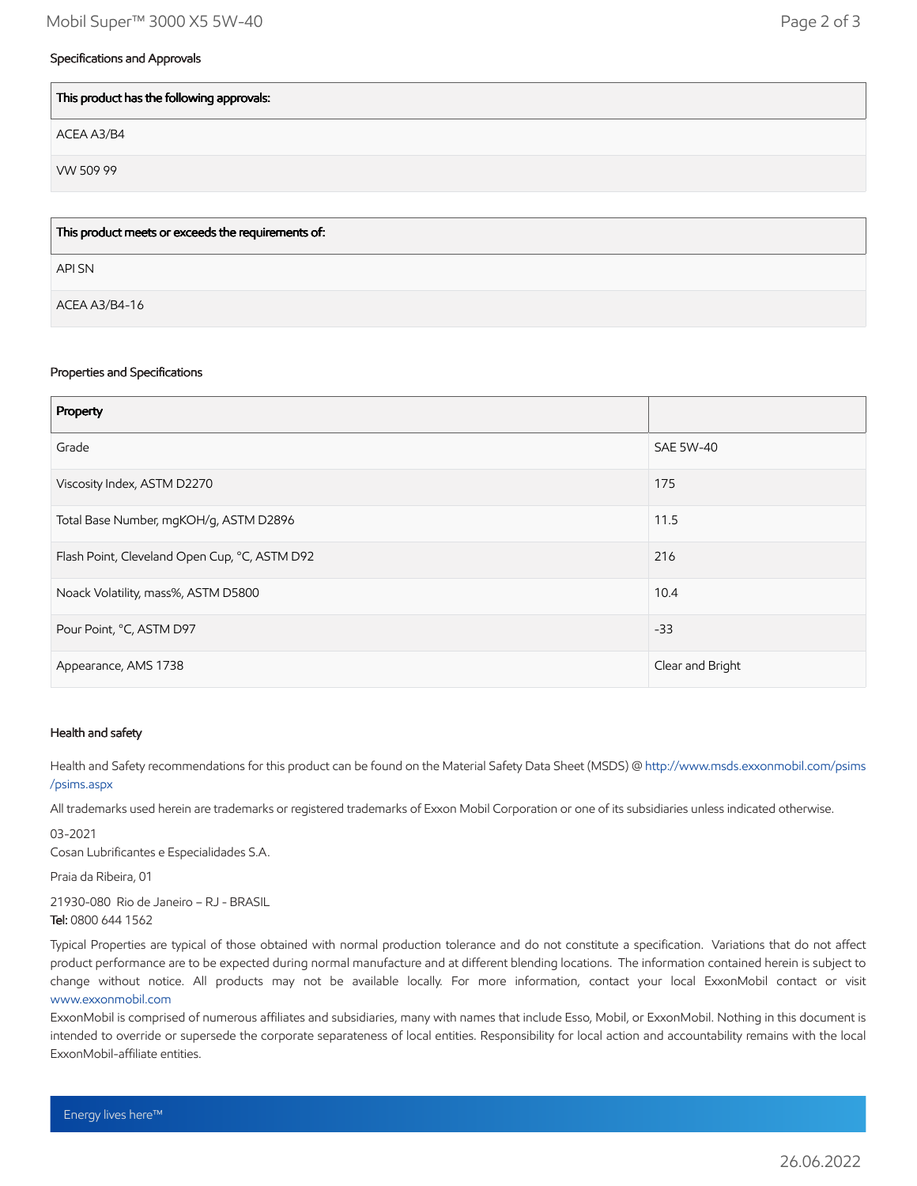## Specifications and Approvals

| This product has the following approvals: |
| --- |
| ACEA A3/B4 |
| VW 509 99 |

| This product meets or exceeds the requirements of: |
| --- |
| API SN |
| ACEA A3/B4-16 |

## Properties and Specifications

| Property | |
| --- | --- |
| Grade | SAE 5W-40 |
| Viscosity Index, ASTM D2270 | 175 |
| Total Base Number, mgKOH/g, ASTM D2896 | 11.5 |
| Flash Point, Cleveland Open Cup, °C, ASTM D92 | 216 |
| Noack Volatility, mass%, ASTM D5800 | 10.4 |
| Pour Point, °C, ASTM D97 | -33 |
| Appearance, AMS 1738 | Clear and Bright |

## Health and safety

Health and Safety recommendations for this product can be found on the Material Safety Data Sheet (MSDS) @ http://www.msds.exxonmobil.com/psims/psims.aspx

All trademarks used herein are trademarks or registered trademarks of Exxon Mobil Corporation or one of its subsidiaries unless indicated otherwise.

03-2021
Cosan Lubrificantes e Especialidades S.A.

Praia da Ribeira, 01

21930-080 Rio de Janeiro – RJ - BRASIL
**Tel:** 0800 644 1562

Typical Properties are typical of those obtained with normal production tolerance and do not constitute a specification. Variations that do not affect product performance are to be expected during normal manufacture and at different blending locations. The information contained herein is subject to change without notice. All products may not be available locally. For more information, contact your local ExxonMobil contact or visit www.exxonmobil.com

ExxonMobil is comprised of numerous affiliates and subsidiaries, many with names that include Esso, Mobil, or ExxonMobil. Nothing in this document is intended to override or supersede the corporate separateness of local entities. Responsibility for local action and accountability remains with the local ExxonMobil-affiliate entities.

Energy lives here™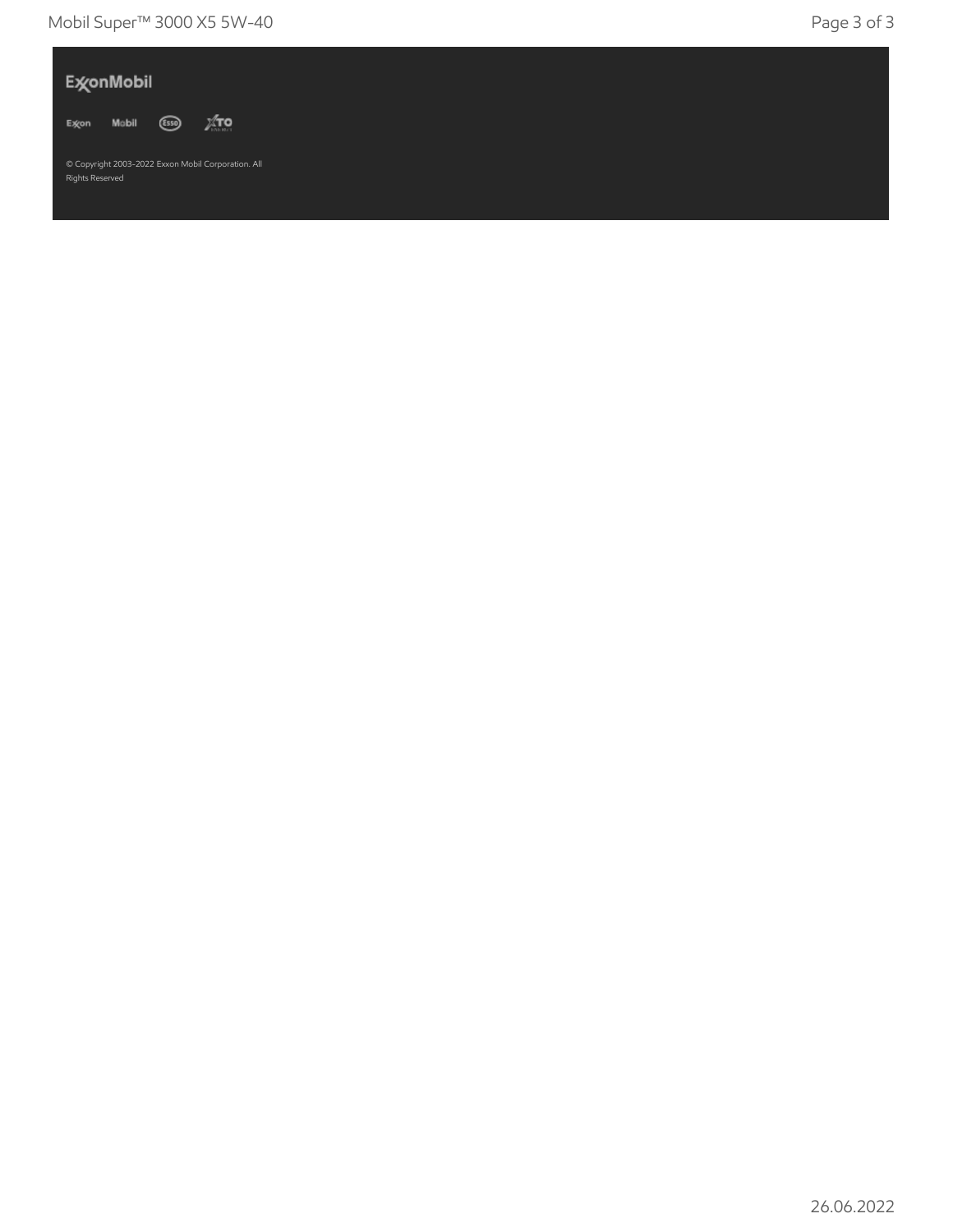ExxonMobil

Exxon Mobil Esso XTO

© Copyright 2003-2022 Exxon Mobil Corporation. All Rights Reserved